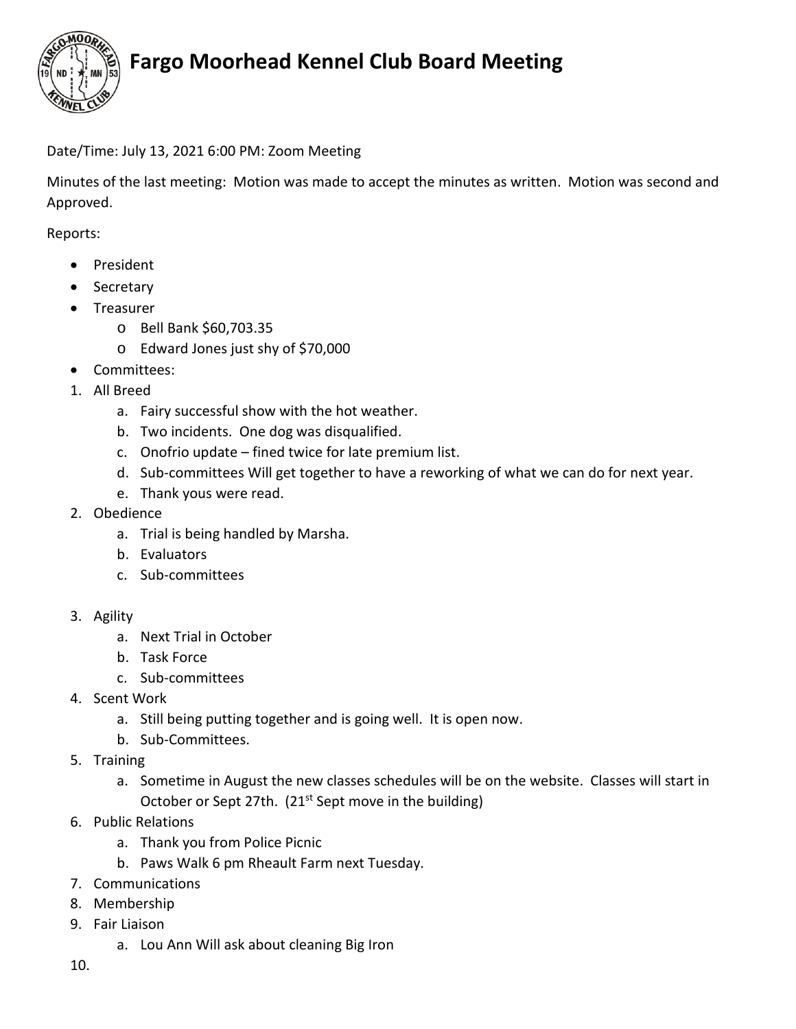# Fargo Moorhead Kennel Club Board Meeting

Date/Time: July 13, 2021 6:00 PM: Zoom Meeting

Minutes of the last meeting: Motion was made to accept the minutes as written. Motion was second and Approved.

Reports:

- President
- Secretary
- Treasurer
  - Bell Bank $60,703.35
  - Edward Jones just shy of $70,000
- Committees:

1. All Breed
   a. Fairy successful show with the hot weather.
   b. Two incidents. One dog was disqualified.
   c. Onofrio update – fined twice for late premium list.
   d. Sub-committees Will get together to have a reworking of what we can do for next year.
   e. Thank yous were read.
2. Obedience
   a. Trial is being handled by Marsha.
   b. Evaluators
   c. Sub-committees
3. Agility
   a. Next Trial in October
   b. Task Force
   c. Sub-committees
4. Scent Work
   a. Still being putting together and is going well. It is open now.
   b. Sub-Committees.
5. Training
   a. Sometime in August the new classes schedules will be on the website. Classes will start in October or Sept 27th. (21st Sept move in the building)
6. Public Relations
   a. Thank you from Police Picnic
   b. Paws Walk 6 pm Rheault Farm next Tuesday.
7. Communications
8. Membership
9. Fair Liaison
   a. Lou Ann Will ask about cleaning Big Iron
10.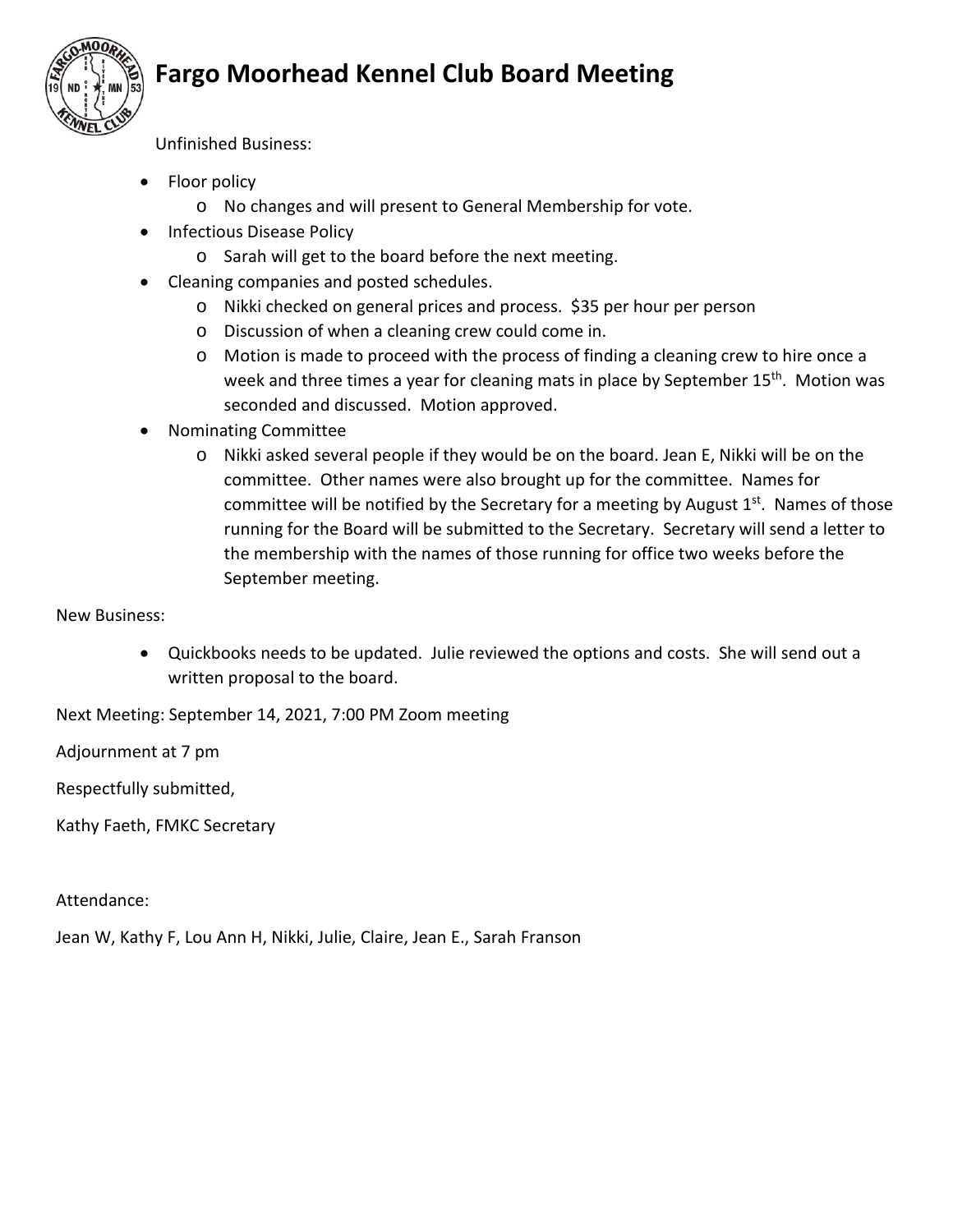# Fargo Moorhead Kennel Club Board Meeting

Unfinished Business:

- Floor policy
  - No changes and will present to General Membership for vote.
- Infectious Disease Policy
  - Sarah will get to the board before the next meeting.
- Cleaning companies and posted schedules.
  - Nikki checked on general prices and process. $35 per hour per person
  - Discussion of when a cleaning crew could come in.
  - Motion is made to proceed with the process of finding a cleaning crew to hire once a week and three times a year for cleaning mats in place by September 15th. Motion was seconded and discussed. Motion approved.
- Nominating Committee
  - Nikki asked several people if they would be on the board. Jean E, Nikki will be on the committee. Other names were also brought up for the committee. Names for committee will be notified by the Secretary for a meeting by August 1st. Names of those running for the Board will be submitted to the Secretary. Secretary will send a letter to the membership with the names of those running for office two weeks before the September meeting.

New Business:

- Quickbooks needs to be updated. Julie reviewed the options and costs. She will send out a written proposal to the board.

Next Meeting: September 14, 2021, 7:00 PM Zoom meeting

Adjournment at 7 pm

Respectfully submitted,

Kathy Faeth, FMKC Secretary

Attendance:

Jean W, Kathy F, Lou Ann H, Nikki, Julie, Claire, Jean E., Sarah Franson